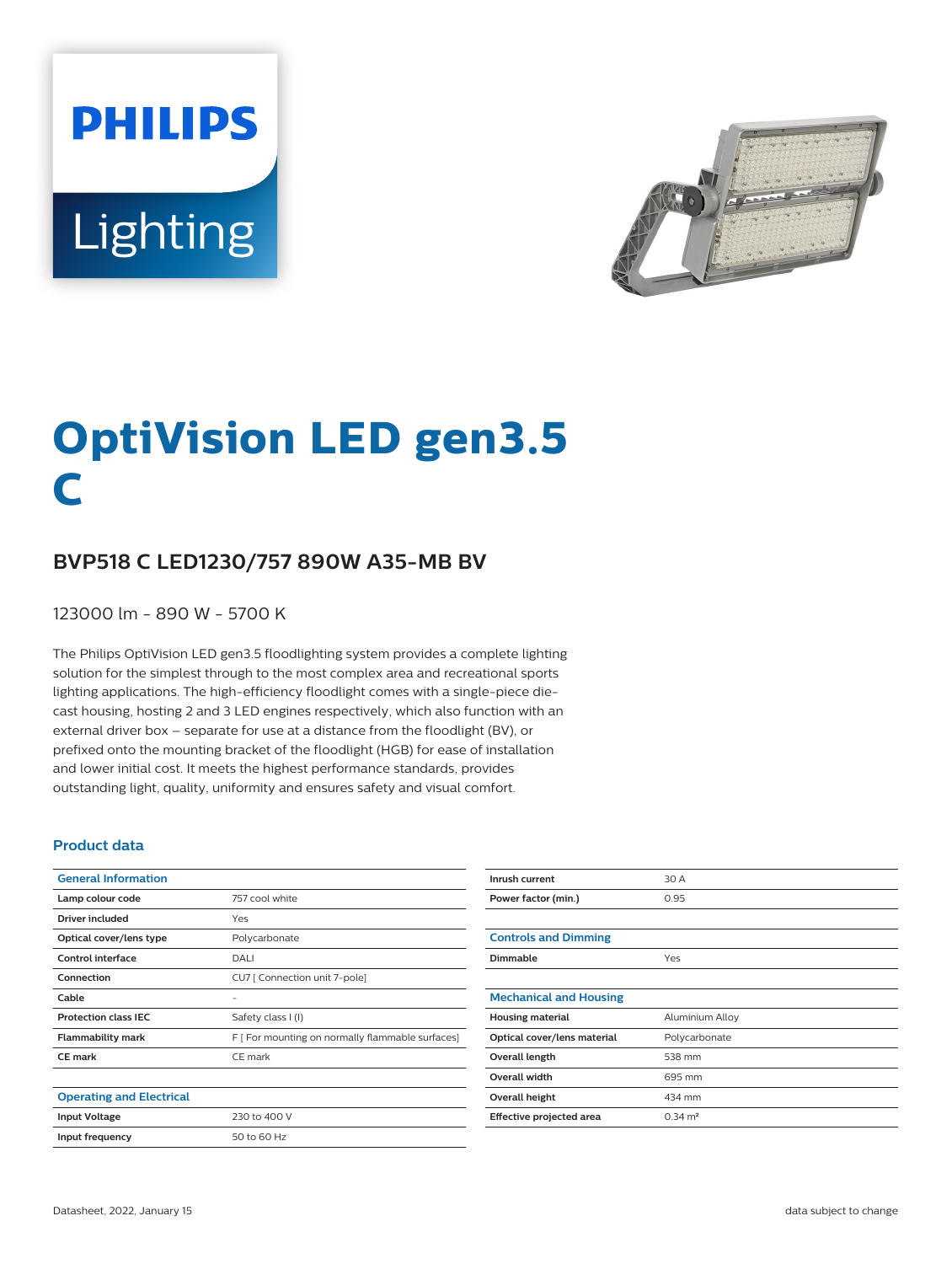PHILIPS

Lighting

# OptiVision LED gen3.5 C

## BVP518 C LED1230/757 890W A35-MB BV

123000 lm - 890 W - 5700 K

The Philips OptiVision LED gen3.5 floodlighting system provides a complete lighting solution for the simplest through to the most complex area and recreational sports lighting applications. The high-efficiency floodlight comes with a single-piece die-cast housing, hosting 2 and 3 LED engines respectively, which also function with an external driver box – separate for use at a distance from the floodlight (BV), or prefixed onto the mounting bracket of the floodlight (HGB) for ease of installation and lower initial cost. It meets the highest performance standards, provides outstanding light, quality, uniformity and ensures safety and visual comfort.

### Product data

| General Information | |
|---|---|
| Lamp colour code | 757 cool white |
| Driver included | Yes |
| Optical cover/lens type | Polycarbonate |
| Control interface | DALI |
| Connection | CU7 [ Connection unit 7-pole] |
| Cable | - |
| Protection class IEC | Safety class I (I) |
| Flammability mark | F [ For mounting on normally flammable surfaces] |
| CE mark | CE mark |

| Operating and Electrical | |
|---|---|
| Input Voltage | 230 to 400 V |
| Input frequency | 50 to 60 Hz |
| Inrush current | 30 A |
| Power factor (min.) | 0.95 |

| Controls and Dimming | |
|---|---|
| Dimmable | Yes |

| Mechanical and Housing | |
|---|---|
| Housing material | Aluminium Alloy |
| Optical cover/lens material | Polycarbonate |
| Overall length | 538 mm |
| Overall width | 695 mm |
| Overall height | 434 mm |
| Effective projected area | 0.34 m² |

Datasheet, 2022, January 15

data subject to change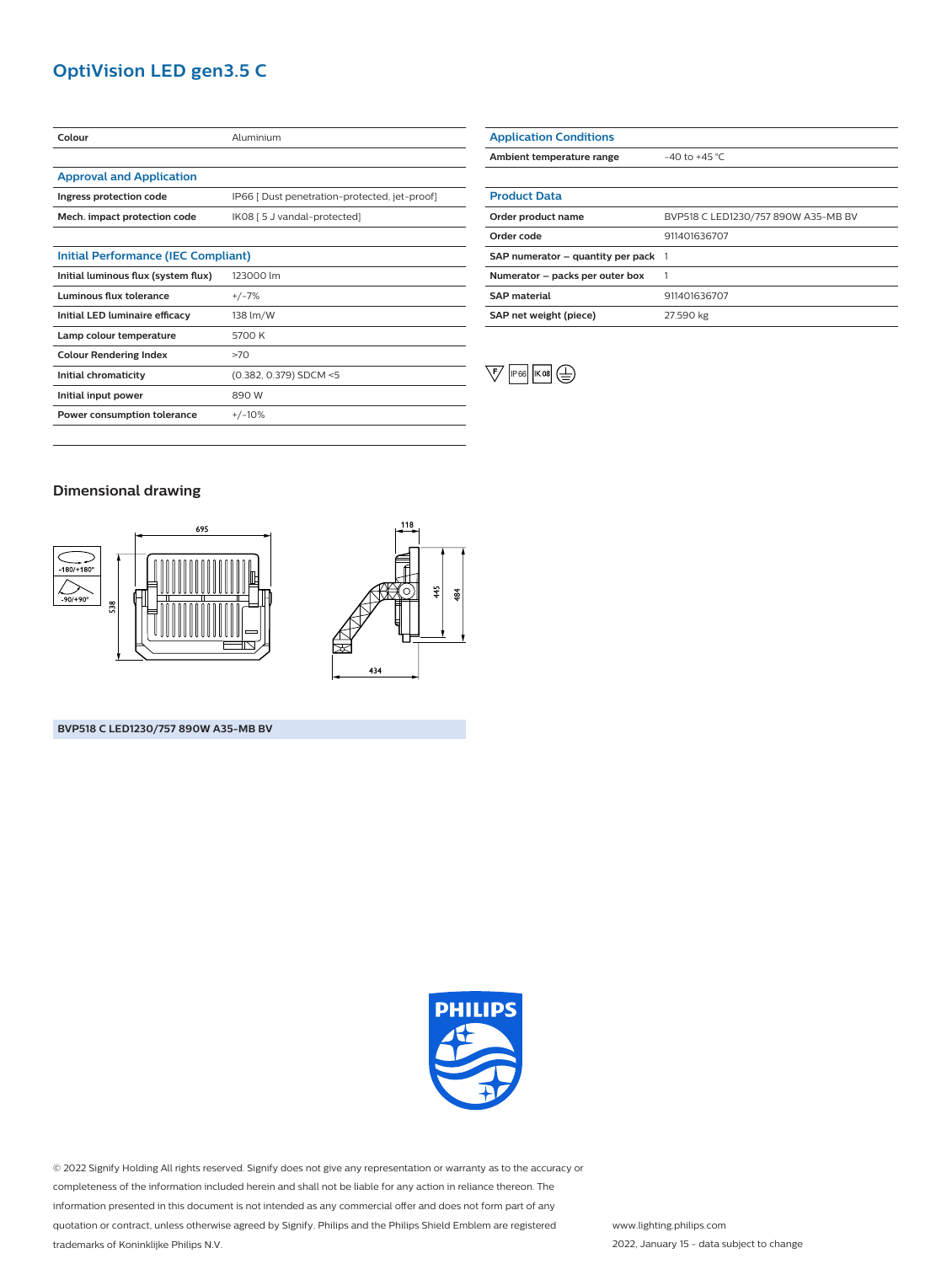# OptiVision LED gen3.5 C

| | |
|---|---|
| **Colour** | Aluminium |

## Approval and Application

| | |
|---|---|
| **Ingress protection code** | IP66 [ Dust penetration-protected, jet-proof] |
| **Mech. impact protection code** | IK08 [ 5 J vandal-protected] |

## Initial Performance (IEC Compliant)

| | |
|---|---|
| **Initial luminous flux (system flux)** | 123000 lm |
| **Luminous flux tolerance** | +/-7% |
| **Initial LED luminaire efficacy** | 138 lm/W |
| **Lamp colour temperature** | 5700 K |
| **Colour Rendering Index** | >70 |
| **Initial chromaticity** | (0.382, 0.379) SDCM <5 |
| **Initial input power** | 890 W |
| **Power consumption tolerance** | +/-10% |

## Application Conditions

| | |
|---|---|
| **Ambient temperature range** | -40 to +45 °C |

## Product Data

| | |
|---|---|
| **Order product name** | BVP518 C LED1230/757 890W A35-MB BV |
| **Order code** | 911401636707 |
| **SAP numerator – quantity per pack** | 1 |
| **Numerator – packs per outer box** | 1 |
| **SAP material** | 911401636707 |
| **SAP net weight (piece)** | 27.590 kg |

F IP66 IK08

## Dimensional drawing

-180/+180°
-90/+90°
695
538
118
445
484
434

**BVP518 C LED1230/757 890W A35-MB BV**

© 2022 Signify Holding All rights reserved. Signify does not give any representation or warranty as to the accuracy or completeness of the information included herein and shall not be liable for any action in reliance thereon. The information presented in this document is not intended as any commercial offer and does not form part of any quotation or contract, unless otherwise agreed by Signify. Philips and the Philips Shield Emblem are registered trademarks of Koninklijke Philips N.V.

www.lighting.philips.com
2022, January 15 - data subject to change